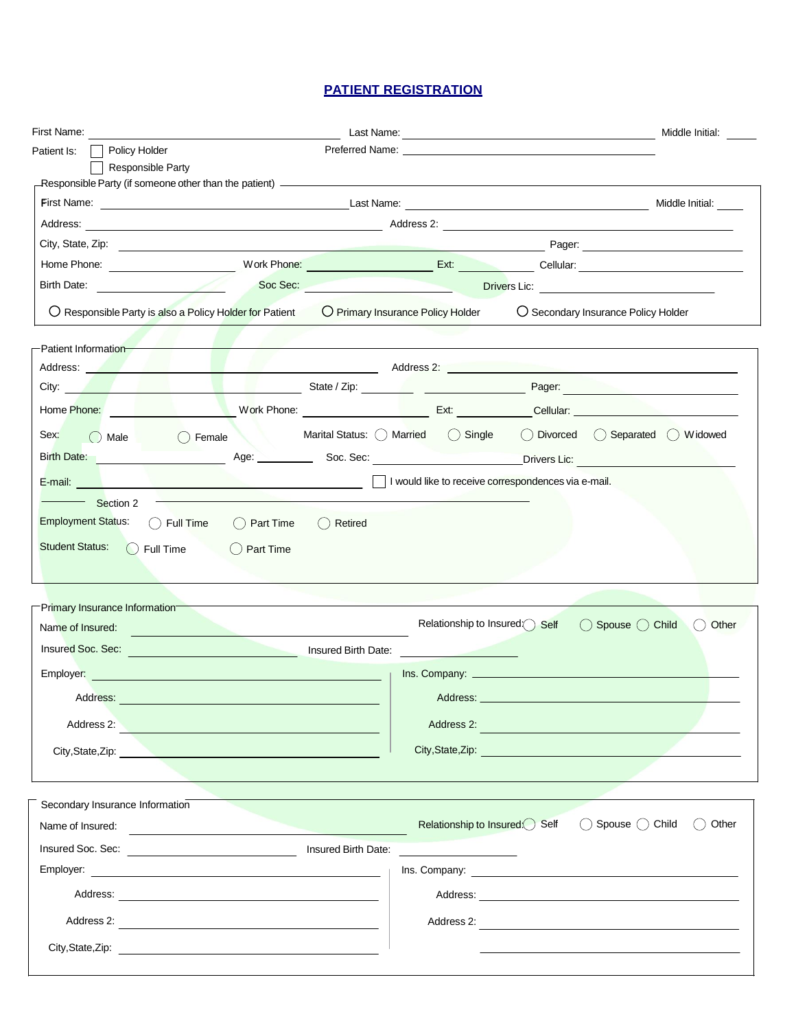# PATIENT REGISTRATION

First Name: ______________________ Last Name: ______________________ Middle Initial: ____

Patient Is: ☐ Policy Holder Preferred Name: ______________________

☐ Responsible Party

## Responsible Party (if someone other than the patient)

First Name: ______________________ Last Name: ______________________ Middle Initial: ____

Address: ______________________ Address 2: ______________________

City, State, Zip: ______________________ Pager: ______________________

Home Phone: ____________ Work Phone: ____________ Ext: ______ Cellular: ____________

Birth Date: ____________ Soc Sec: ____________ Drivers Lic: ____________

◯ Responsible Party is also a Policy Holder for Patient ◯ Primary Insurance Policy Holder ◯ Secondary Insurance Policy Holder

## Patient Information

Address: ______________________ Address 2: ______________________

City: ______________________ State / Zip: ______ ____________ Pager: ______________________

Home Phone: ____________ Work Phone: ____________ Ext: ______ Cellular: ____________

Sex: ◯ Male ◯ Female Marital Status: ◯ Married ◯ Single ◯ Divorced ◯ Separated ◯ Widowed

Birth Date: ____________ Age: ______ Soc. Sec: ____________ Drivers Lic: ____________

E-mail: ______________________ ☐ I would like to receive correspondences via e-mail.

### Section 2

Employment Status: ◯ Full Time ◯ Part Time ◯ Retired

Student Status: ◯ Full Time ◯ Part Time

## Primary Insurance Information

Name of Insured: ______________________ Relationship to Insured: ◯ Self ◯ Spouse ◯ Child ◯ Other

Insured Soc. Sec: ____________ Insured Birth Date: ____________

Employer: ______________________ Ins. Company: ______________________

Address: ______________________ Address: ______________________

Address 2: ______________________ Address 2: ______________________

City,State,Zip: ______________________ City,State,Zip: ______________________

## Secondary Insurance Information

Name of Insured: ______________________ Relationship to Insured: ◯ Self ◯ Spouse ◯ Child ◯ Other

Insured Soc. Sec: ____________ Insured Birth Date: ____________

Employer: ______________________ Ins. Company: ______________________

Address: ______________________ Address: ______________________

Address 2: ______________________ Address 2: ______________________

City,State,Zip: ______________________ ______________________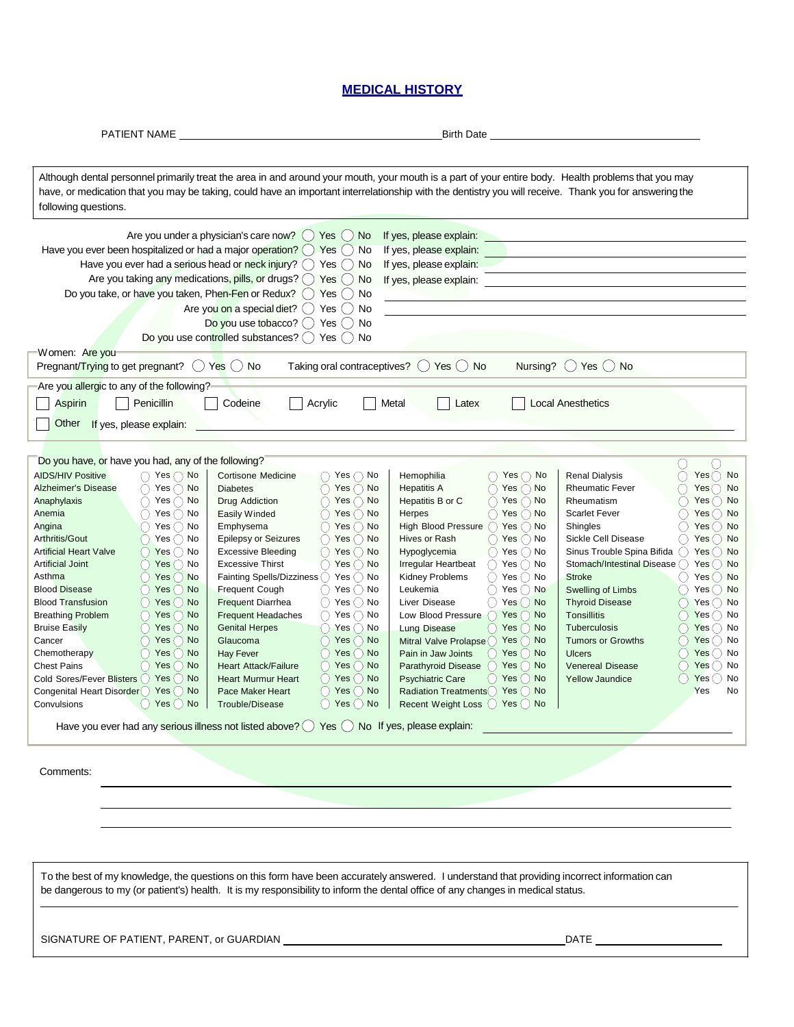# MEDICAL HISTORY

PATIENT NAME ________________________________ Birth Date ________________________

Although dental personnel primarily treat the area in and around your mouth, your mouth is a part of your entire body. Health problems that you may have, or medication that you may be taking, could have an important interrelationship with the dentistry you will receive. Thank you for answering the following questions.

Are you under a physician's care now? ◯ Yes ◯ No If yes, please explain: ________________________

Have you ever been hospitalized or had a major operation? ◯ Yes ◯ No If yes, please explain: ________________________

Have you ever had a serious head or neck injury? ◯ Yes ◯ No If yes, please explain: ________________________

Are you taking any medications, pills, or drugs? ◯ Yes ◯ No If yes, please explain: ________________________

Do you take, or have you taken, Phen-Fen or Redux? ◯ Yes ◯ No ________________________

Are you on a special diet? ◯ Yes ◯ No ________________________

Do you use tobacco? ◯ Yes ◯ No

Do you use controlled substances? ◯ Yes ◯ No

**Women: Are you**

Pregnant/Trying to get pregnant? ◯ Yes ◯ No  Taking oral contraceptives? ◯ Yes ◯ No  Nursing? ◯ Yes ◯ No

**Are you allergic to any of the following?**

☐ Aspirin ☐ Penicillin ☐ Codeine ☐ Acrylic ☐ Metal ☐ Latex ☐ Local Anesthetics

☐ Other If yes, please explain: ________________________

**Do you have, or have you had, any of the following?**

| Condition | Yes / No | Condition | Yes / No | Condition | Yes / No | Condition | Yes / No |
|---|---|---|---|---|---|---|---|
| AIDS/HIV Positive | ◯ Yes ◯ No | Cortisone Medicine | ◯ Yes ◯ No | Hemophilia | ◯ Yes ◯ No | Renal Dialysis | ◯ Yes ◯ No |
| Alzheimer's Disease | ◯ Yes ◯ No | Diabetes | ◯ Yes ◯ No | Hepatitis A | ◯ Yes ◯ No | Rheumatic Fever | ◯ Yes ◯ No |
| Anaphylaxis | ◯ Yes ◯ No | Drug Addiction | ◯ Yes ◯ No | Hepatitis B or C | ◯ Yes ◯ No | Rheumatism | ◯ Yes ◯ No |
| Anemia | ◯ Yes ◯ No | Easily Winded | ◯ Yes ◯ No | Herpes | ◯ Yes ◯ No | Scarlet Fever | ◯ Yes ◯ No |
| Angina | ◯ Yes ◯ No | Emphysema | ◯ Yes ◯ No | High Blood Pressure | ◯ Yes ◯ No | Shingles | ◯ Yes ◯ No |
| Arthritis/Gout | ◯ Yes ◯ No | Epilepsy or Seizures | ◯ Yes ◯ No | Hives or Rash | ◯ Yes ◯ No | Sickle Cell Disease | ◯ Yes ◯ No |
| Artificial Heart Valve | ◯ Yes ◯ No | Excessive Bleeding | ◯ Yes ◯ No | Hypoglycemia | ◯ Yes ◯ No | Sinus Trouble Spina Bifida | ◯ Yes ◯ No |
| Artificial Joint | ◯ Yes ◯ No | Excessive Thirst | ◯ Yes ◯ No | Irregular Heartbeat | ◯ Yes ◯ No | Stomach/Intestinal Disease | ◯ Yes ◯ No |
| Asthma | ◯ Yes ◯ No | Fainting Spells/Dizziness | ◯ Yes ◯ No | Kidney Problems | ◯ Yes ◯ No | Stroke | ◯ Yes ◯ No |
| Blood Disease | ◯ Yes ◯ No | Frequent Cough | ◯ Yes ◯ No | Leukemia | ◯ Yes ◯ No | Swelling of Limbs | ◯ Yes ◯ No |
| Blood Transfusion | ◯ Yes ◯ No | Frequent Diarrhea | ◯ Yes ◯ No | Liver Disease | ◯ Yes ◯ No | Thyroid Disease | ◯ Yes ◯ No |
| Breathing Problem | ◯ Yes ◯ No | Frequent Headaches | ◯ Yes ◯ No | Low Blood Pressure | ◯ Yes ◯ No | Tonsillitis | ◯ Yes ◯ No |
| Bruise Easily | ◯ Yes ◯ No | Genital Herpes | ◯ Yes ◯ No | Lung Disease | ◯ Yes ◯ No | Tuberculosis | ◯ Yes ◯ No |
| Cancer | ◯ Yes ◯ No | Glaucoma | ◯ Yes ◯ No | Mitral Valve Prolapse | ◯ Yes ◯ No | Tumors or Growths | ◯ Yes ◯ No |
| Chemotherapy | ◯ Yes ◯ No | Hay Fever | ◯ Yes ◯ No | Pain in Jaw Joints | ◯ Yes ◯ No | Ulcers | ◯ Yes ◯ No |
| Chest Pains | ◯ Yes ◯ No | Heart Attack/Failure | ◯ Yes ◯ No | Parathyroid Disease | ◯ Yes ◯ No | Venereal Disease | ◯ Yes ◯ No |
| Cold Sores/Fever Blisters | ◯ Yes ◯ No | Heart Murmur Heart | ◯ Yes ◯ No | Psychiatric Care | ◯ Yes ◯ No | Yellow Jaundice | ◯ Yes ◯ No |
| Congenital Heart Disorder | ◯ Yes ◯ No | Pace Maker Heart | ◯ Yes ◯ No | Radiation Treatments | ◯ Yes ◯ No | | Yes No |
| Convulsions | ◯ Yes ◯ No | Trouble/Disease | ◯ Yes ◯ No | Recent Weight Loss | ◯ Yes ◯ No | | |

Have you ever had any serious illness not listed above? ◯ Yes ◯ No If yes, please explain: ________________________

Comments: ________________________

To the best of my knowledge, the questions on this form have been accurately answered. I understand that providing incorrect information can be dangerous to my (or patient's) health. It is my responsibility to inform the dental office of any changes in medical status.

SIGNATURE OF PATIENT, PARENT, or GUARDIAN ________________________ DATE ______________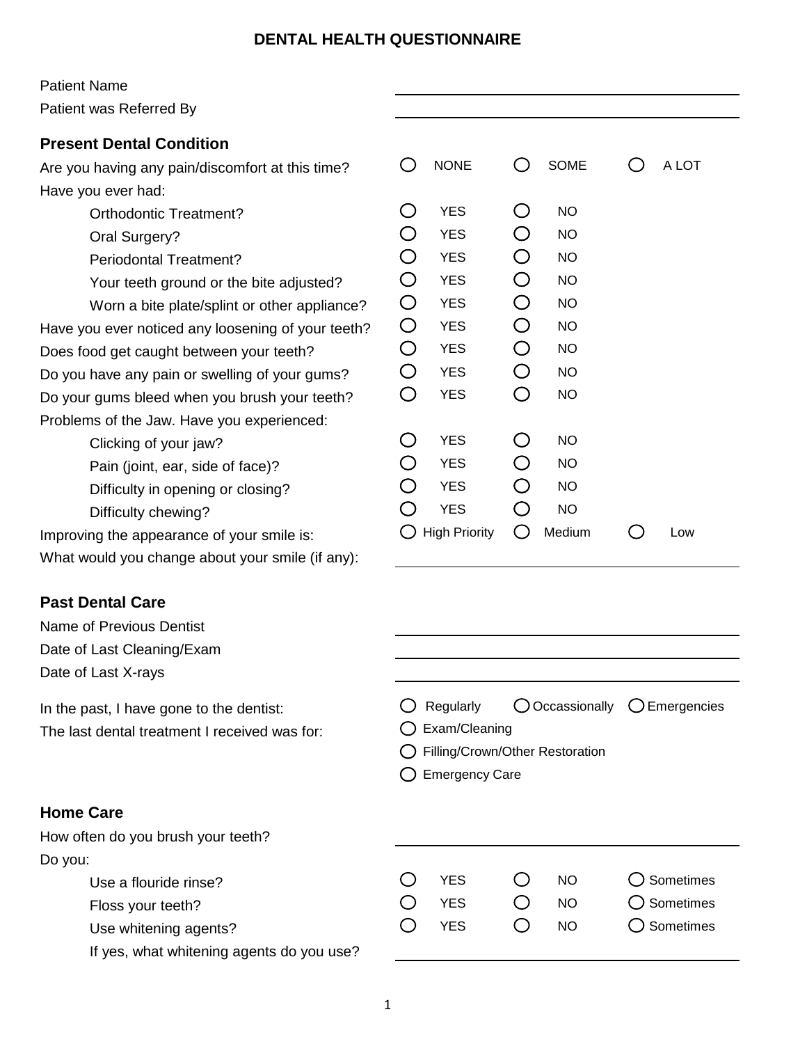# DENTAL HEALTH QUESTIONNAIRE

Patient Name \_\_\_\_\_\_\_\_\_\_\_\_\_\_\_\_\_\_\_\_\_\_\_\_\_\_\_\_\_\_

Patient was Referred By \_\_\_\_\_\_\_\_\_\_\_\_\_\_\_\_\_\_\_\_\_\_\_\_\_\_\_\_\_\_

## Present Dental Condition

Are you having any pain/discomfort at this time? ○ NONE ○ SOME ○ A LOT

Have you ever had:

- Orthodontic Treatment? ○ YES ○ NO
- Oral Surgery? ○ YES ○ NO
- Periodontal Treatment? ○ YES ○ NO
- Your teeth ground or the bite adjusted? ○ YES ○ NO
- Worn a bite plate/splint or other appliance? ○ YES ○ NO

Have you ever noticed any loosening of your teeth? ○ YES ○ NO

Does food get caught between your teeth? ○ YES ○ NO

Do you have any pain or swelling of your gums? ○ YES ○ NO

Do your gums bleed when you brush your teeth? ○ YES ○ NO

Problems of the Jaw. Have you experienced:

- Clicking of your jaw? ○ YES ○ NO
- Pain (joint, ear, side of face)? ○ YES ○ NO
- Difficulty in opening or closing? ○ YES ○ NO
- Difficulty chewing? ○ YES ○ NO

Improving the appearance of your smile is: ○ High Priority ○ Medium ○ Low

What would you change about your smile (if any): \_\_\_\_\_\_\_\_\_\_\_\_\_\_\_\_\_\_\_\_\_\_\_\_\_\_\_\_\_\_

## Past Dental Care

Name of Previous Dentist \_\_\_\_\_\_\_\_\_\_\_\_\_\_\_\_\_\_\_\_\_\_\_\_\_\_\_\_\_\_

Date of Last Cleaning/Exam \_\_\_\_\_\_\_\_\_\_\_\_\_\_\_\_\_\_\_\_\_\_\_\_\_\_\_\_\_\_

Date of Last X-rays \_\_\_\_\_\_\_\_\_\_\_\_\_\_\_\_\_\_\_\_\_\_\_\_\_\_\_\_\_\_

In the past, I have gone to the dentist: ○ Regularly ○ Occassionally ○ Emergencies

The last dental treatment I received was for:

- ○ Exam/Cleaning
- ○ Filling/Crown/Other Restoration
- ○ Emergency Care

## Home Care

How often do you brush your teeth? \_\_\_\_\_\_\_\_\_\_\_\_\_\_\_\_\_\_\_\_\_\_\_\_\_\_\_\_\_\_

Do you:

- Use a flouride rinse? ○ YES ○ NO ○ Sometimes
- Floss your teeth? ○ YES ○ NO ○ Sometimes
- Use whitening agents? ○ YES ○ NO ○ Sometimes
- If yes, what whitening agents do you use? \_\_\_\_\_\_\_\_\_\_\_\_\_\_\_\_\_\_\_\_\_\_\_\_\_\_\_\_\_\_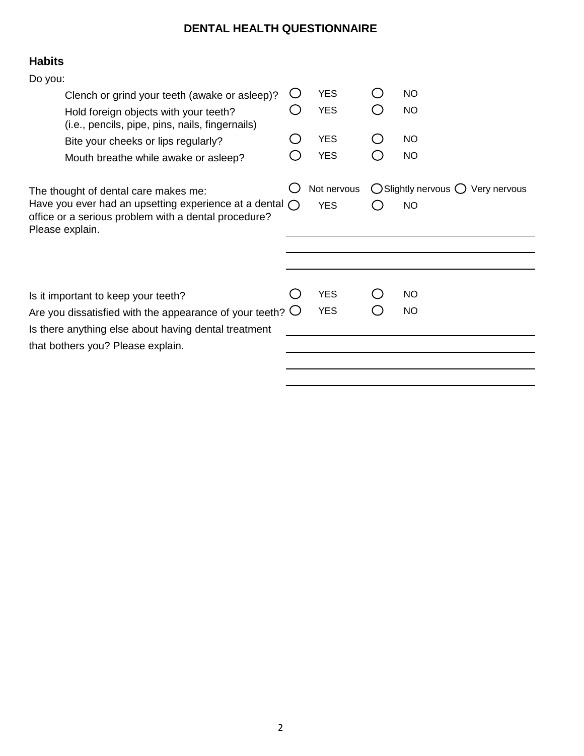# DENTAL HEALTH QUESTIONNAIRE

## Habits

Do you:

| | | |
|---|---|---|
| Clench or grind your teeth (awake or asleep)? | ○ YES | ○ NO |
| Hold foreign objects with your teeth? (i.e., pencils, pipe, pins, nails, fingernails) | ○ YES | ○ NO |
| Bite your cheeks or lips regularly? | ○ YES | ○ NO |
| Mouth breathe while awake or asleep? | ○ YES | ○ NO |

The thought of dental care makes me: ○ Not nervous ○ Slightly nervous ○ Very nervous

Have you ever had an upsetting experience at a dental office or a serious problem with a dental procedure? ○ YES ○ NO

Please explain. ______________________________________________

______________________________________________

______________________________________________

Is it important to keep your teeth? ○ YES ○ NO

Are you dissatisfied with the appearance of your teeth? ○ YES ○ NO

Is there anything else about having dental treatment that bothers you? Please explain. ______________________________________________

______________________________________________

______________________________________________

______________________________________________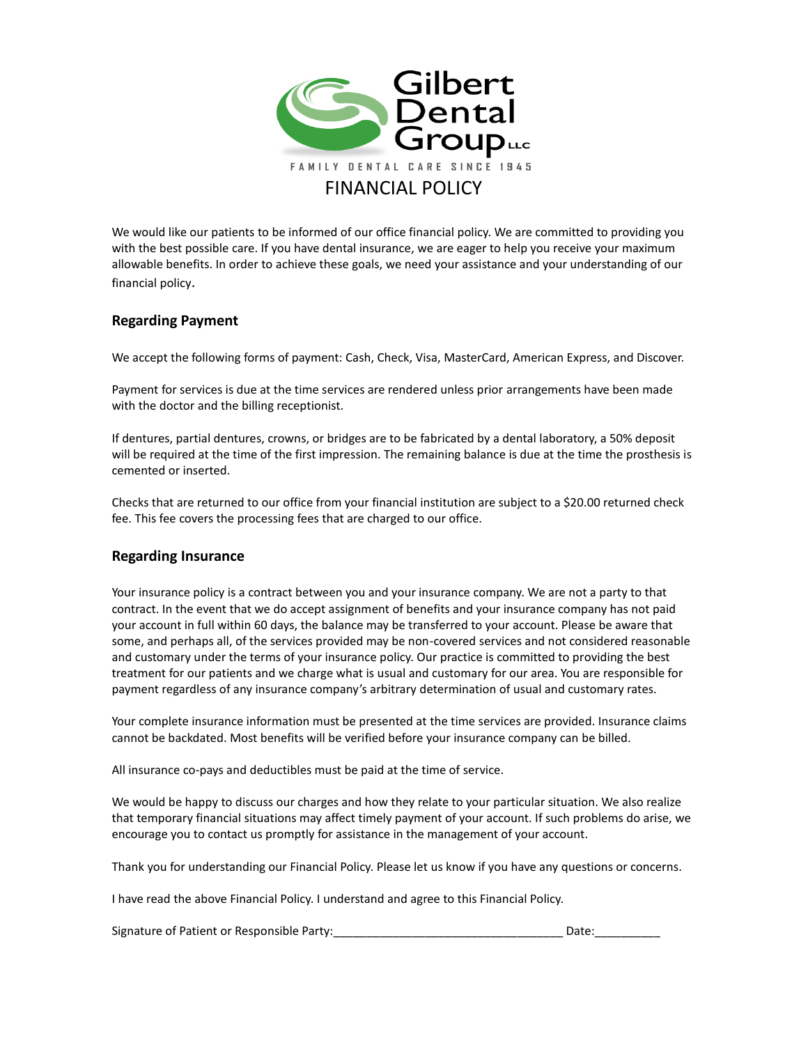Gilbert Dental Group LLC

FAMILY DENTAL CARE SINCE 1945

# FINANCIAL POLICY

We would like our patients to be informed of our office financial policy. We are committed to providing you with the best possible care. If you have dental insurance, we are eager to help you receive your maximum allowable benefits. In order to achieve these goals, we need your assistance and your understanding of our financial policy.

## Regarding Payment

We accept the following forms of payment: Cash, Check, Visa, MasterCard, American Express, and Discover.

Payment for services is due at the time services are rendered unless prior arrangements have been made with the doctor and the billing receptionist.

If dentures, partial dentures, crowns, or bridges are to be fabricated by a dental laboratory, a 50% deposit will be required at the time of the first impression. The remaining balance is due at the time the prosthesis is cemented or inserted.

Checks that are returned to our office from your financial institution are subject to a $20.00 returned check fee. This fee covers the processing fees that are charged to our office.

## Regarding Insurance

Your insurance policy is a contract between you and your insurance company. We are not a party to that contract. In the event that we do accept assignment of benefits and your insurance company has not paid your account in full within 60 days, the balance may be transferred to your account. Please be aware that some, and perhaps all, of the services provided may be non-covered services and not considered reasonable and customary under the terms of your insurance policy. Our practice is committed to providing the best treatment for our patients and we charge what is usual and customary for our area. You are responsible for payment regardless of any insurance company's arbitrary determination of usual and customary rates.

Your complete insurance information must be presented at the time services are provided. Insurance claims cannot be backdated. Most benefits will be verified before your insurance company can be billed.

All insurance co-pays and deductibles must be paid at the time of service.

We would be happy to discuss our charges and how they relate to your particular situation. We also realize that temporary financial situations may affect timely payment of your account. If such problems do arise, we encourage you to contact us promptly for assistance in the management of your account.

Thank you for understanding our Financial Policy. Please let us know if you have any questions or concerns.

I have read the above Financial Policy. I understand and agree to this Financial Policy.

Signature of Patient or Responsible Party:___________________________________ Date:__________